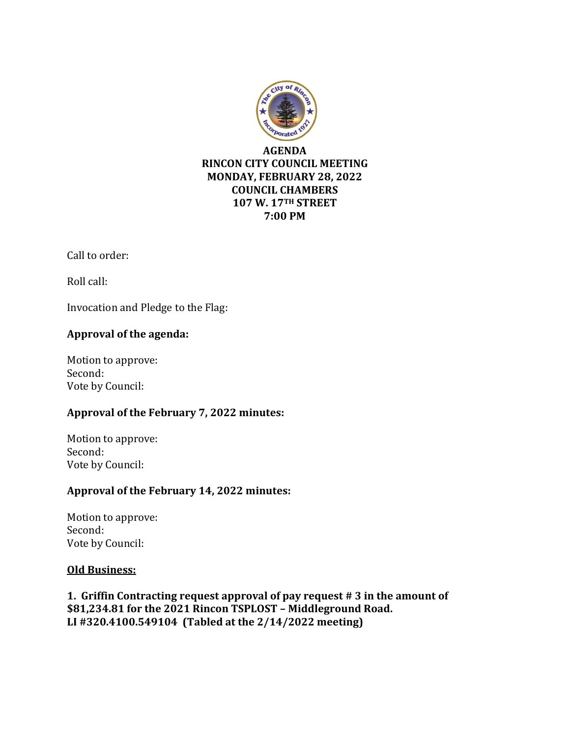**AGENDA**
**RINCON CITY COUNCIL MEETING**
**MONDAY, FEBRUARY 28, 2022**
**COUNCIL CHAMBERS**
**107 W. 17TH STREET**
**7:00 PM**

Call to order:

Roll call:

Invocation and Pledge to the Flag:

**Approval of the agenda:**

Motion to approve:
Second:
Vote by Council:

**Approval of the February 7, 2022 minutes:**

Motion to approve:
Second:
Vote by Council:

**Approval of the February 14, 2022 minutes:**

Motion to approve:
Second:
Vote by Council:

**Old Business:**

**1. Griffin Contracting request approval of pay request # 3 in the amount of $81,234.81 for the 2021 Rincon TSPLOST – Middleground Road. LI #320.4100.549104 (Tabled at the 2/14/2022 meeting)**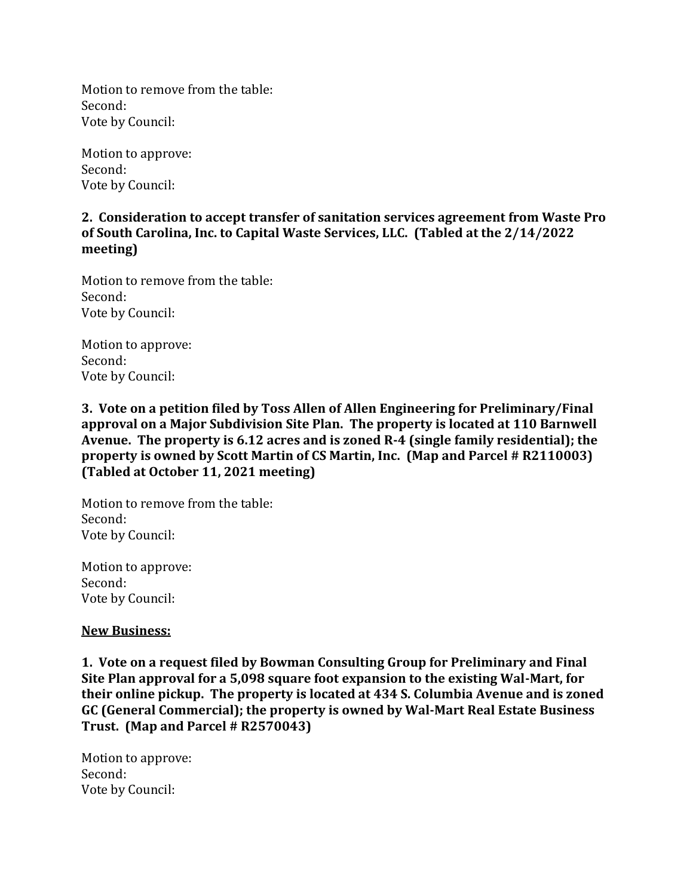Motion to remove from the table:
Second:
Vote by Council:

Motion to approve:
Second:
Vote by Council:

**2. Consideration to accept transfer of sanitation services agreement from Waste Pro of South Carolina, Inc. to Capital Waste Services, LLC. (Tabled at the 2/14/2022 meeting)**

Motion to remove from the table:
Second:
Vote by Council:

Motion to approve:
Second:
Vote by Council:

**3. Vote on a petition filed by Toss Allen of Allen Engineering for Preliminary/Final approval on a Major Subdivision Site Plan. The property is located at 110 Barnwell Avenue. The property is 6.12 acres and is zoned R-4 (single family residential); the property is owned by Scott Martin of CS Martin, Inc. (Map and Parcel # R2110003) (Tabled at October 11, 2021 meeting)**

Motion to remove from the table:
Second:
Vote by Council:

Motion to approve:
Second:
Vote by Council:

**<u>New Business:</u>**

**1. Vote on a request filed by Bowman Consulting Group for Preliminary and Final Site Plan approval for a 5,098 square foot expansion to the existing Wal-Mart, for their online pickup. The property is located at 434 S. Columbia Avenue and is zoned GC (General Commercial); the property is owned by Wal-Mart Real Estate Business Trust. (Map and Parcel # R2570043)**

Motion to approve:
Second:
Vote by Council: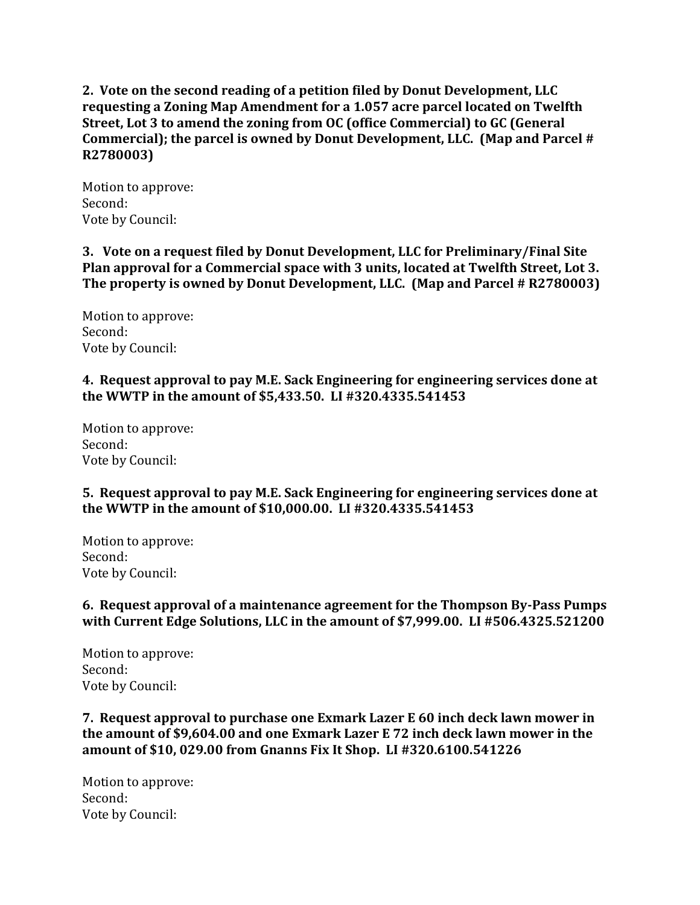**2. Vote on the second reading of a petition filed by Donut Development, LLC requesting a Zoning Map Amendment for a 1.057 acre parcel located on Twelfth Street, Lot 3 to amend the zoning from OC (office Commercial) to GC (General Commercial); the parcel is owned by Donut Development, LLC. (Map and Parcel # R2780003)**

Motion to approve:
Second:
Vote by Council:

**3. Vote on a request filed by Donut Development, LLC for Preliminary/Final Site Plan approval for a Commercial space with 3 units, located at Twelfth Street, Lot 3. The property is owned by Donut Development, LLC. (Map and Parcel # R2780003)**

Motion to approve:
Second:
Vote by Council:

**4. Request approval to pay M.E. Sack Engineering for engineering services done at the WWTP in the amount of $5,433.50. LI #320.4335.541453**

Motion to approve:
Second:
Vote by Council:

**5. Request approval to pay M.E. Sack Engineering for engineering services done at the WWTP in the amount of $10,000.00. LI #320.4335.541453**

Motion to approve:
Second:
Vote by Council:

**6. Request approval of a maintenance agreement for the Thompson By-Pass Pumps with Current Edge Solutions, LLC in the amount of $7,999.00. LI #506.4325.521200**

Motion to approve:
Second:
Vote by Council:

**7. Request approval to purchase one Exmark Lazer E 60 inch deck lawn mower in the amount of $9,604.00 and one Exmark Lazer E 72 inch deck lawn mower in the amount of $10, 029.00 from Gnanns Fix It Shop. LI #320.6100.541226**

Motion to approve:
Second:
Vote by Council: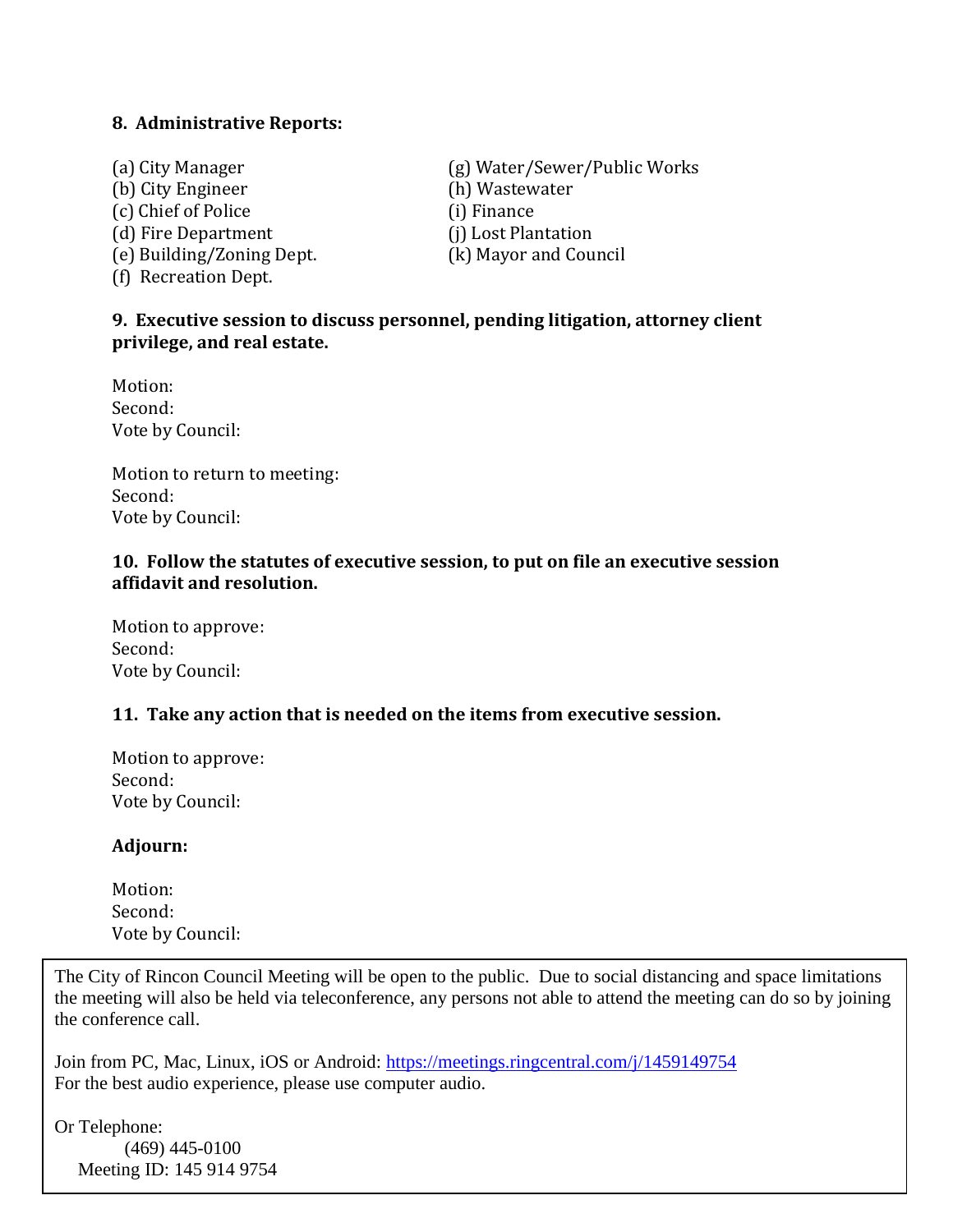**8. Administrative Reports:**

(a) City Manager
(b) City Engineer
(c) Chief of Police
(d) Fire Department
(e) Building/Zoning Dept.
(f) Recreation Dept.
(g) Water/Sewer/Public Works
(h) Wastewater
(i) Finance
(j) Lost Plantation
(k) Mayor and Council

**9. Executive session to discuss personnel, pending litigation, attorney client privilege, and real estate.**

Motion:
Second:
Vote by Council:

Motion to return to meeting:
Second:
Vote by Council:

**10. Follow the statutes of executive session, to put on file an executive session affidavit and resolution.**

Motion to approve:
Second:
Vote by Council:

**11. Take any action that is needed on the items from executive session.**

Motion to approve:
Second:
Vote by Council:

**Adjourn:**

Motion:
Second:
Vote by Council:

The City of Rincon Council Meeting will be open to the public. Due to social distancing and space limitations the meeting will also be held via teleconference, any persons not able to attend the meeting can do so by joining the conference call.

Join from PC, Mac, Linux, iOS or Android: https://meetings.ringcentral.com/j/1459149754
For the best audio experience, please use computer audio.

Or Telephone:
(469) 445-0100
Meeting ID: 145 914 9754